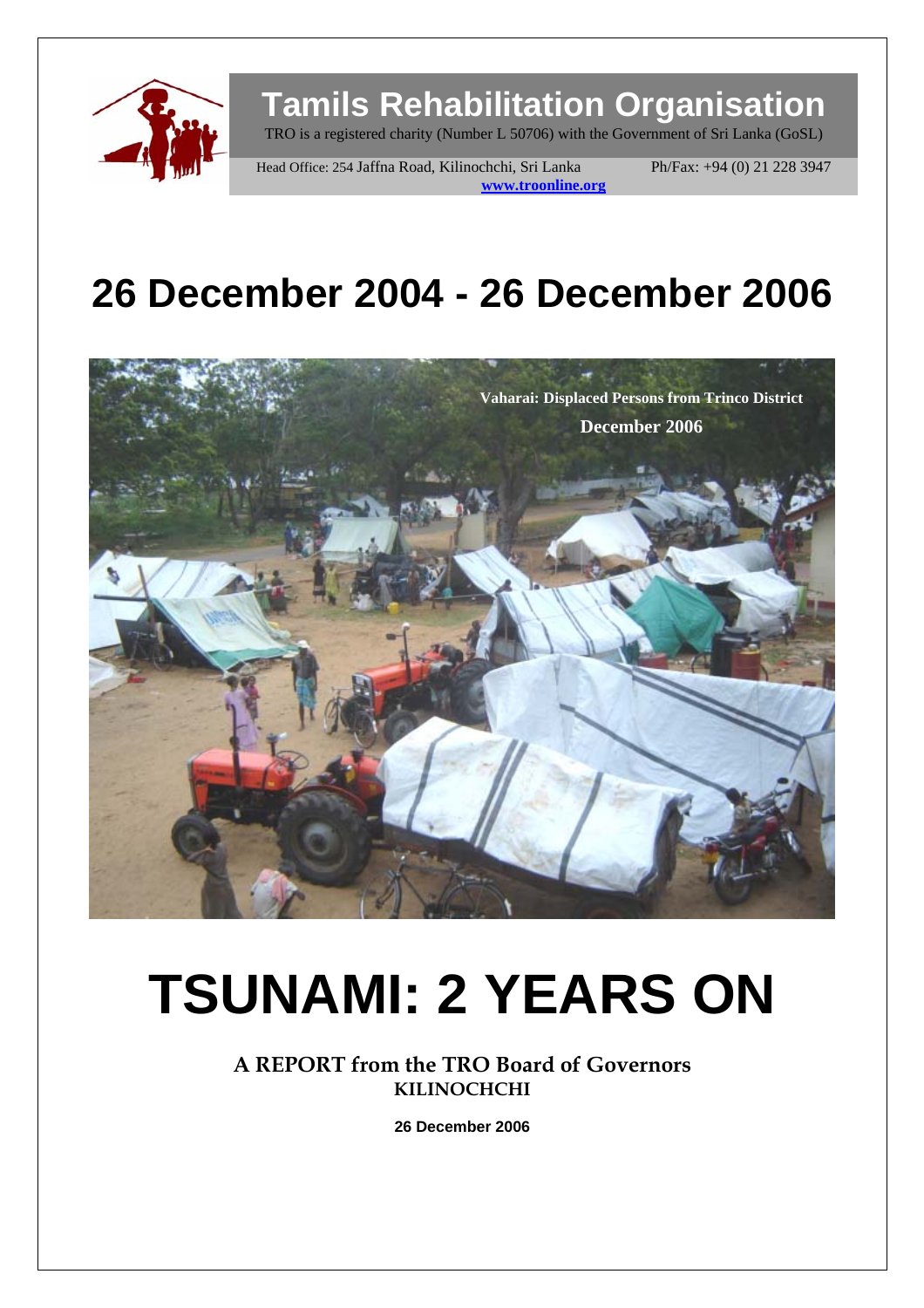# Tamils Rehabilitation Organisation

TRO is a registered charity (Number L 50706) with the Government of Sri Lanka (GoSL)

Head Office: 254 Jaffna Road, Kilinochchi, Sri Lanka Ph/Fax: +94 (0) 21 228 3947

www.troonline.org

# 26 December 2004 - 26 December 2006

Vaharai: Displaced Persons from Trinco District

December 2006

# TSUNAMI: 2 YEARS ON

**A REPORT from the TRO Board of Governors**
**KILINOCHCHI**

**26 December 2006**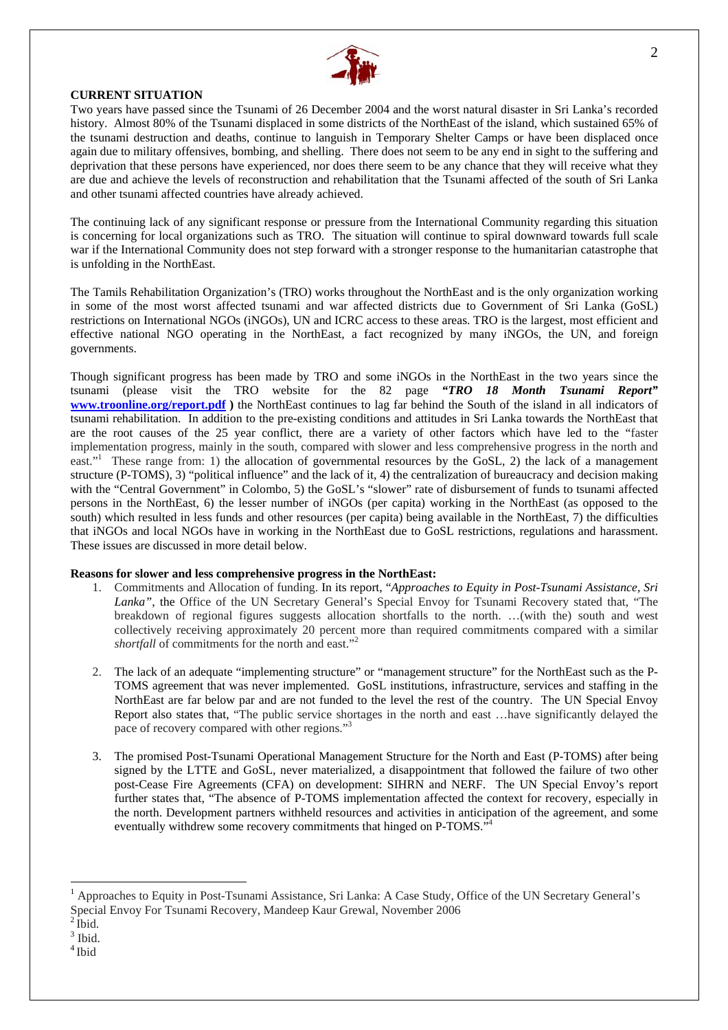**CURRENT SITUATION**

Two years have passed since the Tsunami of 26 December 2004 and the worst natural disaster in Sri Lanka's recorded history. Almost 80% of the Tsunami displaced in some districts of the NorthEast of the island, which sustained 65% of the tsunami destruction and deaths, continue to languish in Temporary Shelter Camps or have been displaced once again due to military offensives, bombing, and shelling. There does not seem to be any end in sight to the suffering and deprivation that these persons have experienced, nor does there seem to be any chance that they will receive what they are due and achieve the levels of reconstruction and rehabilitation that the Tsunami affected of the south of Sri Lanka and other tsunami affected countries have already achieved.

The continuing lack of any significant response or pressure from the International Community regarding this situation is concerning for local organizations such as TRO. The situation will continue to spiral downward towards full scale war if the International Community does not step forward with a stronger response to the humanitarian catastrophe that is unfolding in the NorthEast.

The Tamils Rehabilitation Organization's (TRO) works throughout the NorthEast and is the only organization working in some of the most worst affected tsunami and war affected districts due to Government of Sri Lanka (GoSL) restrictions on International NGOs (iNGOs), UN and ICRC access to these areas. TRO is the largest, most efficient and effective national NGO operating in the NorthEast, a fact recognized by many iNGOs, the UN, and foreign governments.

Though significant progress has been made by TRO and some iNGOs in the NorthEast in the two years since the tsunami (please visit the TRO website for the 82 page ***"TRO 18 Month Tsunami Report"*** **www.troonline.org/report.pdf )** the NorthEast continues to lag far behind the South of the island in all indicators of tsunami rehabilitation. In addition to the pre-existing conditions and attitudes in Sri Lanka towards the NorthEast that are the root causes of the 25 year conflict, there are a variety of other factors which have led to the "faster implementation progress, mainly in the south, compared with slower and less comprehensive progress in the north and east."[1] These range from: 1) the allocation of governmental resources by the GoSL, 2) the lack of a management structure (P-TOMS), 3) "political influence" and the lack of it, 4) the centralization of bureaucracy and decision making with the "Central Government" in Colombo, 5) the GoSL's "slower" rate of disbursement of funds to tsunami affected persons in the NorthEast, 6) the lesser number of iNGOs (per capita) working in the NorthEast (as opposed to the south) which resulted in less funds and other resources (per capita) being available in the NorthEast, 7) the difficulties that iNGOs and local NGOs have in working in the NorthEast due to GoSL restrictions, regulations and harassment. These issues are discussed in more detail below.

**Reasons for slower and less comprehensive progress in the NorthEast:**

1. Commitments and Allocation of funding. In its report, "*Approaches to Equity in Post-Tsunami Assistance, Sri Lanka"*, the Office of the UN Secretary General's Special Envoy for Tsunami Recovery stated that, "The breakdown of regional figures suggests allocation shortfalls to the north. …(with the) south and west collectively receiving approximately 20 percent more than required commitments compared with a similar *shortfall* of commitments for the north and east."[2]

2. The lack of an adequate "implementing structure" or "management structure" for the NorthEast such as the P-TOMS agreement that was never implemented. GoSL institutions, infrastructure, services and staffing in the NorthEast are far below par and are not funded to the level the rest of the country. The UN Special Envoy Report also states that, "The public service shortages in the north and east …have significantly delayed the pace of recovery compared with other regions."[3]

3. The promised Post-Tsunami Operational Management Structure for the North and East (P-TOMS) after being signed by the LTTE and GoSL, never materialized, a disappointment that followed the failure of two other post-Cease Fire Agreements (CFA) on development: SIHRN and NERF. The UN Special Envoy's report further states that, "The absence of P-TOMS implementation affected the context for recovery, especially in the north. Development partners withheld resources and activities in anticipation of the agreement, and some eventually withdrew some recovery commitments that hinged on P-TOMS."[4]

---

[1] Approaches to Equity in Post-Tsunami Assistance, Sri Lanka: A Case Study, Office of the UN Secretary General's Special Envoy For Tsunami Recovery, Mandeep Kaur Grewal, November 2006

[2] Ibid.

[3] Ibid.

[4] Ibid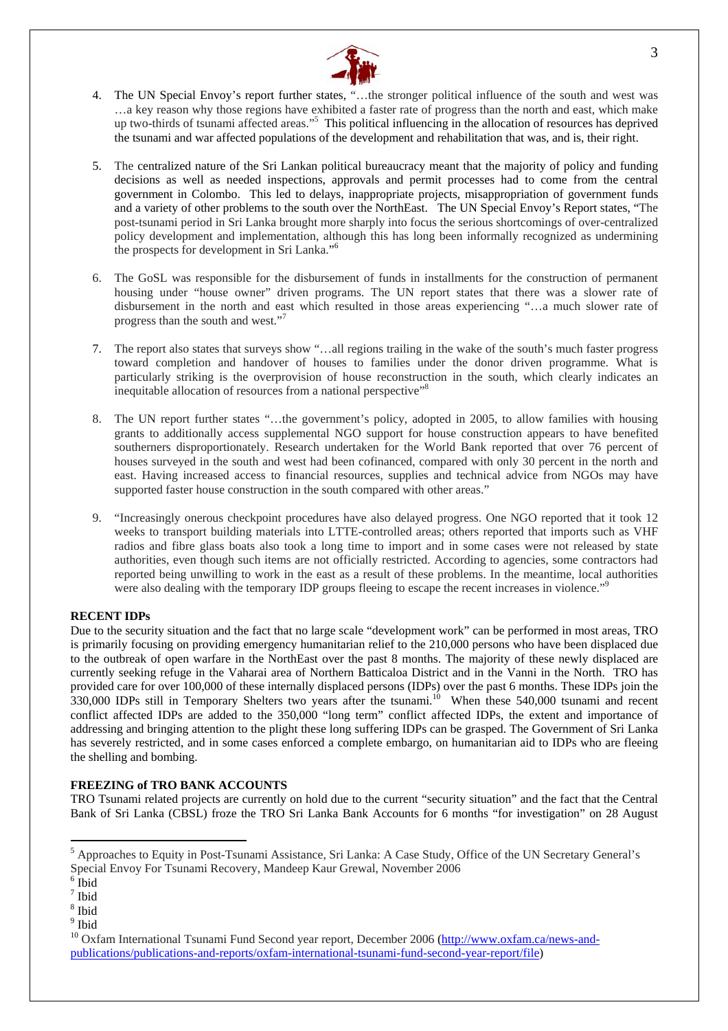4. The UN Special Envoy's report further states, "…the stronger political influence of the south and west was …a key reason why those regions have exhibited a faster rate of progress than the north and east, which make up two-thirds of tsunami affected areas."[5] This political influencing in the allocation of resources has deprived the tsunami and war affected populations of the development and rehabilitation that was, and is, their right.

5. The centralized nature of the Sri Lankan political bureaucracy meant that the majority of policy and funding decisions as well as needed inspections, approvals and permit processes had to come from the central government in Colombo. This led to delays, inappropriate projects, misappropriation of government funds and a variety of other problems to the south over the NorthEast. The UN Special Envoy's Report states, "The post-tsunami period in Sri Lanka brought more sharply into focus the serious shortcomings of over-centralized policy development and implementation, although this has long been informally recognized as undermining the prospects for development in Sri Lanka."[6]

6. The GoSL was responsible for the disbursement of funds in installments for the construction of permanent housing under "house owner" driven programs. The UN report states that there was a slower rate of disbursement in the north and east which resulted in those areas experiencing "…a much slower rate of progress than the south and west."[7]

7. The report also states that surveys show "…all regions trailing in the wake of the south's much faster progress toward completion and handover of houses to families under the donor driven programme. What is particularly striking is the overprovision of house reconstruction in the south, which clearly indicates an inequitable allocation of resources from a national perspective"[8]

8. The UN report further states "…the government's policy, adopted in 2005, to allow families with housing grants to additionally access supplemental NGO support for house construction appears to have benefited southerners disproportionately. Research undertaken for the World Bank reported that over 76 percent of houses surveyed in the south and west had been cofinanced, compared with only 30 percent in the north and east. Having increased access to financial resources, supplies and technical advice from NGOs may have supported faster house construction in the south compared with other areas."

9. "Increasingly onerous checkpoint procedures have also delayed progress. One NGO reported that it took 12 weeks to transport building materials into LTTE-controlled areas; others reported that imports such as VHF radios and fibre glass boats also took a long time to import and in some cases were not released by state authorities, even though such items are not officially restricted. According to agencies, some contractors had reported being unwilling to work in the east as a result of these problems. In the meantime, local authorities were also dealing with the temporary IDP groups fleeing to escape the recent increases in violence."[9]

**RECENT IDPs**

Due to the security situation and the fact that no large scale "development work" can be performed in most areas, TRO is primarily focusing on providing emergency humanitarian relief to the 210,000 persons who have been displaced due to the outbreak of open warfare in the NorthEast over the past 8 months. The majority of these newly displaced are currently seeking refuge in the Vaharai area of Northern Batticaloa District and in the Vanni in the North. TRO has provided care for over 100,000 of these internally displaced persons (IDPs) over the past 6 months. These IDPs join the 330,000 IDPs still in Temporary Shelters two years after the tsunami.[10] When these 540,000 tsunami and recent conflict affected IDPs are added to the 350,000 "long term" conflict affected IDPs, the extent and importance of addressing and bringing attention to the plight these long suffering IDPs can be grasped. The Government of Sri Lanka has severely restricted, and in some cases enforced a complete embargo, on humanitarian aid to IDPs who are fleeing the shelling and bombing.

**FREEZING of TRO BANK ACCOUNTS**

TRO Tsunami related projects are currently on hold due to the current "security situation" and the fact that the Central Bank of Sri Lanka (CBSL) froze the TRO Sri Lanka Bank Accounts for 6 months "for investigation" on 28 August

---

[5] Approaches to Equity in Post-Tsunami Assistance, Sri Lanka: A Case Study, Office of the UN Secretary General's Special Envoy For Tsunami Recovery, Mandeep Kaur Grewal, November 2006

[6] Ibid

[7] Ibid

[8] Ibid

[9] Ibid

[10] Oxfam International Tsunami Fund Second year report, December 2006 (http://www.oxfam.ca/news-and-publications/publications-and-reports/oxfam-international-tsunami-fund-second-year-report/file)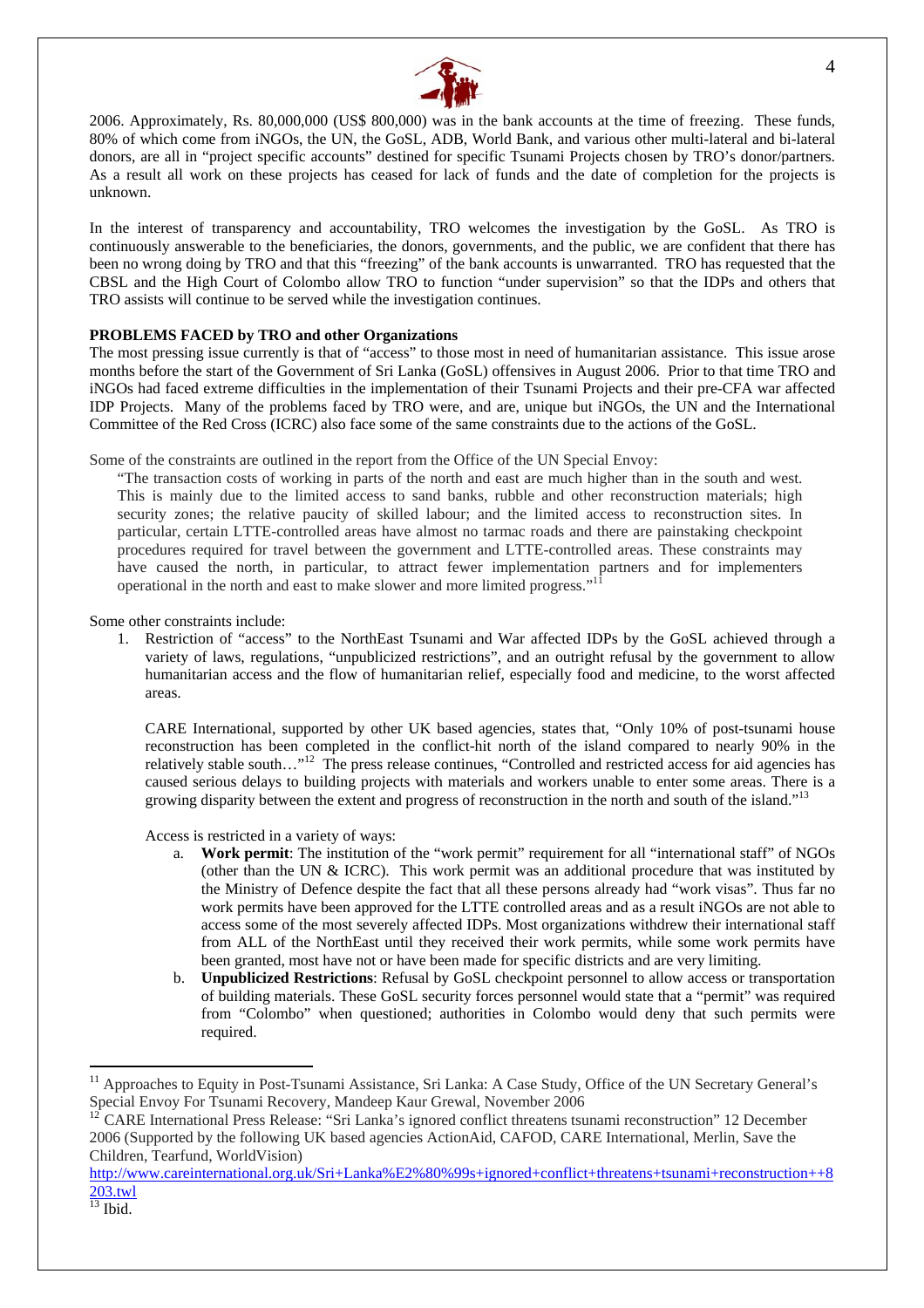2006. Approximately, Rs. 80,000,000 (US$ 800,000) was in the bank accounts at the time of freezing. These funds, 80% of which come from iNGOs, the UN, the GoSL, ADB, World Bank, and various other multi-lateral and bi-lateral donors, are all in "project specific accounts" destined for specific Tsunami Projects chosen by TRO's donor/partners. As a result all work on these projects has ceased for lack of funds and the date of completion for the projects is unknown.

In the interest of transparency and accountability, TRO welcomes the investigation by the GoSL. As TRO is continuously answerable to the beneficiaries, the donors, governments, and the public, we are confident that there has been no wrong doing by TRO and that this "freezing" of the bank accounts is unwarranted. TRO has requested that the CBSL and the High Court of Colombo allow TRO to function "under supervision" so that the IDPs and others that TRO assists will continue to be served while the investigation continues.

**PROBLEMS FACED by TRO and other Organizations**

The most pressing issue currently is that of "access" to those most in need of humanitarian assistance. This issue arose months before the start of the Government of Sri Lanka (GoSL) offensives in August 2006. Prior to that time TRO and iNGOs had faced extreme difficulties in the implementation of their Tsunami Projects and their pre-CFA war affected IDP Projects. Many of the problems faced by TRO were, and are, unique but iNGOs, the UN and the International Committee of the Red Cross (ICRC) also face some of the same constraints due to the actions of the GoSL.

Some of the constraints are outlined in the report from the Office of the UN Special Envoy:

> "The transaction costs of working in parts of the north and east are much higher than in the south and west. This is mainly due to the limited access to sand banks, rubble and other reconstruction materials; high security zones; the relative paucity of skilled labour; and the limited access to reconstruction sites. In particular, certain LTTE-controlled areas have almost no tarmac roads and there are painstaking checkpoint procedures required for travel between the government and LTTE-controlled areas. These constraints may have caused the north, in particular, to attract fewer implementation partners and for implementers operational in the north and east to make slower and more limited progress."[11]

Some other constraints include:

1. Restriction of "access" to the NorthEast Tsunami and War affected IDPs by the GoSL achieved through a variety of laws, regulations, "unpublicized restrictions", and an outright refusal by the government to allow humanitarian access and the flow of humanitarian relief, especially food and medicine, to the worst affected areas.

   CARE International, supported by other UK based agencies, states that, "Only 10% of post-tsunami house reconstruction has been completed in the conflict-hit north of the island compared to nearly 90% in the relatively stable south…"[12] The press release continues, "Controlled and restricted access for aid agencies has caused serious delays to building projects with materials and workers unable to enter some areas. There is a growing disparity between the extent and progress of reconstruction in the north and south of the island."[13]

   Access is restricted in a variety of ways:

   a. **Work permit**: The institution of the "work permit" requirement for all "international staff" of NGOs (other than the UN & ICRC). This work permit was an additional procedure that was instituted by the Ministry of Defence despite the fact that all these persons already had "work visas". Thus far no work permits have been approved for the LTTE controlled areas and as a result iNGOs are not able to access some of the most severely affected IDPs. Most organizations withdrew their international staff from ALL of the NorthEast until they received their work permits, while some work permits have been granted, most have not or have been made for specific districts and are very limiting.

   b. **Unpublicized Restrictions**: Refusal by GoSL checkpoint personnel to allow access or transportation of building materials. These GoSL security forces personnel would state that a "permit" was required from "Colombo" when questioned; authorities in Colombo would deny that such permits were required.

---

[11] Approaches to Equity in Post-Tsunami Assistance, Sri Lanka: A Case Study, Office of the UN Secretary General's Special Envoy For Tsunami Recovery, Mandeep Kaur Grewal, November 2006

[12] CARE International Press Release: "Sri Lanka's ignored conflict threatens tsunami reconstruction" 12 December 2006 (Supported by the following UK based agencies ActionAid, CAFOD, CARE International, Merlin, Save the Children, Tearfund, WorldVision) http://www.careinternational.org.uk/Sri+Lanka%E2%80%99s+ignored+conflict+threatens+tsunami+reconstruction++8203.twl

[13] Ibid.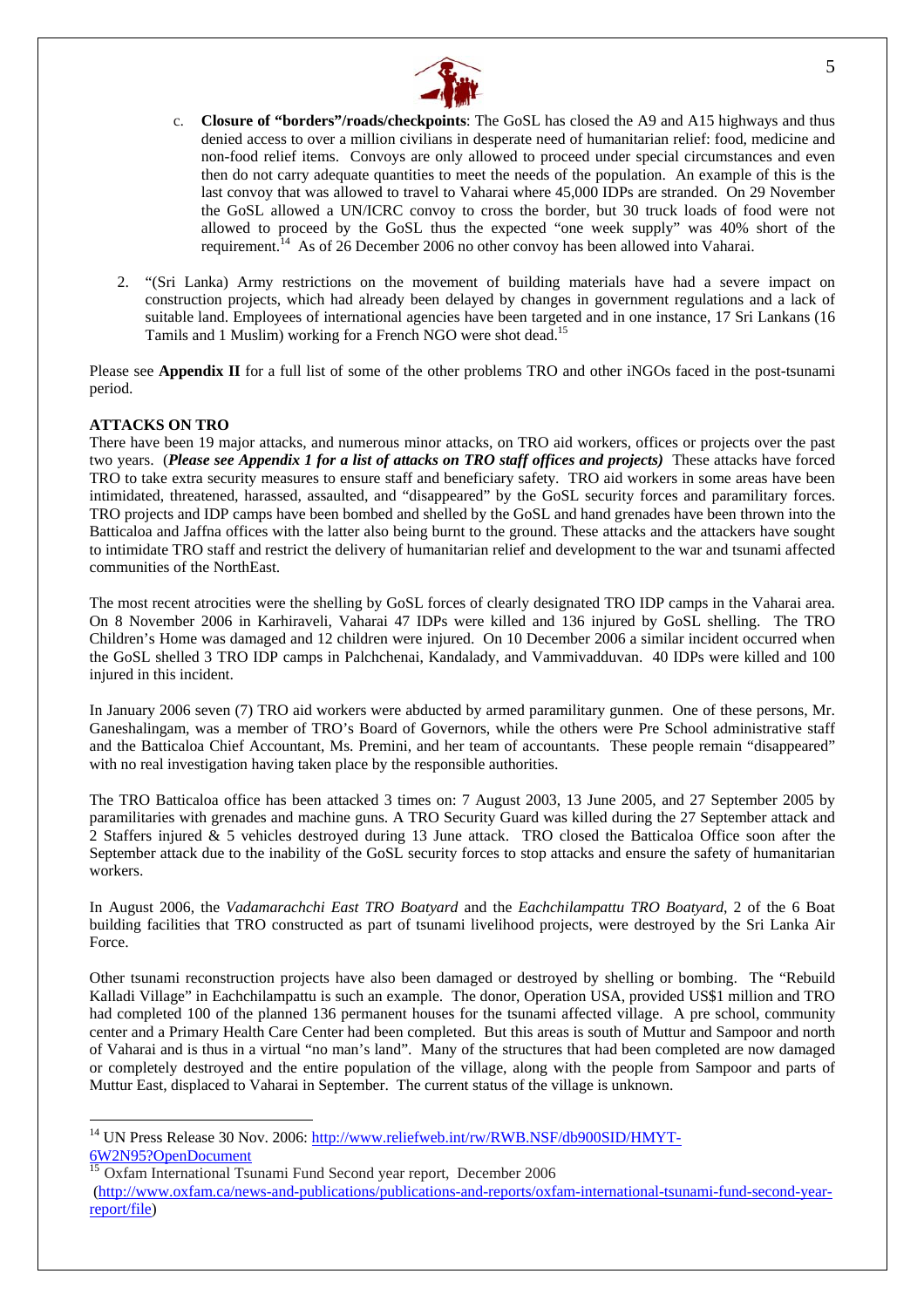c. **Closure of "borders"/roads/checkpoints**: The GoSL has closed the A9 and A15 highways and thus denied access to over a million civilians in desperate need of humanitarian relief: food, medicine and non-food relief items. Convoys are only allowed to proceed under special circumstances and even then do not carry adequate quantities to meet the needs of the population. An example of this is the last convoy that was allowed to travel to Vaharai where 45,000 IDPs are stranded. On 29 November the GoSL allowed a UN/ICRC convoy to cross the border, but 30 truck loads of food were not allowed to proceed by the GoSL thus the expected "one week supply" was 40% short of the requirement.[14] As of 26 December 2006 no other convoy has been allowed into Vaharai.

2. "(Sri Lanka) Army restrictions on the movement of building materials have had a severe impact on construction projects, which had already been delayed by changes in government regulations and a lack of suitable land. Employees of international agencies have been targeted and in one instance, 17 Sri Lankans (16 Tamils and 1 Muslim) working for a French NGO were shot dead.[15]

Please see **Appendix II** for a full list of some of the other problems TRO and other iNGOs faced in the post-tsunami period.

**ATTACKS ON TRO**

There have been 19 major attacks, and numerous minor attacks, on TRO aid workers, offices or projects over the past two years. (***Please see Appendix 1 for a list of attacks on TRO staff offices and projects)*** These attacks have forced TRO to take extra security measures to ensure staff and beneficiary safety. TRO aid workers in some areas have been intimidated, threatened, harassed, assaulted, and "disappeared" by the GoSL security forces and paramilitary forces. TRO projects and IDP camps have been bombed and shelled by the GoSL and hand grenades have been thrown into the Batticaloa and Jaffna offices with the latter also being burnt to the ground. These attacks and the attackers have sought to intimidate TRO staff and restrict the delivery of humanitarian relief and development to the war and tsunami affected communities of the NorthEast.

The most recent atrocities were the shelling by GoSL forces of clearly designated TRO IDP camps in the Vaharai area. On 8 November 2006 in Karhiraveli, Vaharai 47 IDPs were killed and 136 injured by GoSL shelling. The TRO Children's Home was damaged and 12 children were injured. On 10 December 2006 a similar incident occurred when the GoSL shelled 3 TRO IDP camps in Palchchenai, Kandalady, and Vammivadduvan. 40 IDPs were killed and 100 injured in this incident.

In January 2006 seven (7) TRO aid workers were abducted by armed paramilitary gunmen. One of these persons, Mr. Ganeshalingam, was a member of TRO's Board of Governors, while the others were Pre School administrative staff and the Batticaloa Chief Accountant, Ms. Premini, and her team of accountants. These people remain "disappeared" with no real investigation having taken place by the responsible authorities.

The TRO Batticaloa office has been attacked 3 times on: 7 August 2003, 13 June 2005, and 27 September 2005 by paramilitaries with grenades and machine guns. A TRO Security Guard was killed during the 27 September attack and 2 Staffers injured & 5 vehicles destroyed during 13 June attack. TRO closed the Batticaloa Office soon after the September attack due to the inability of the GoSL security forces to stop attacks and ensure the safety of humanitarian workers.

In August 2006, the *Vadamarachchi East TRO Boatyard* and the *Eachchilampattu TRO Boatyard*, 2 of the 6 Boat building facilities that TRO constructed as part of tsunami livelihood projects, were destroyed by the Sri Lanka Air Force.

Other tsunami reconstruction projects have also been damaged or destroyed by shelling or bombing. The "Rebuild Kalladi Village" in Eachchilampattu is such an example. The donor, Operation USA, provided US$1 million and TRO had completed 100 of the planned 136 permanent houses for the tsunami affected village. A pre school, community center and a Primary Health Care Center had been completed. But this areas is south of Muttur and Sampoor and north of Vaharai and is thus in a virtual "no man's land". Many of the structures that had been completed are now damaged or completely destroyed and the entire population of the village, along with the people from Sampoor and parts of Muttur East, displaced to Vaharai in September. The current status of the village is unknown.

---

[14] UN Press Release 30 Nov. 2006: http://www.reliefweb.int/rw/RWB.NSF/db900SID/HMYT-6W2N95?OpenDocument

[15] Oxfam International Tsunami Fund Second year report, December 2006 (http://www.oxfam.ca/news-and-publications/publications-and-reports/oxfam-international-tsunami-fund-second-year-report/file)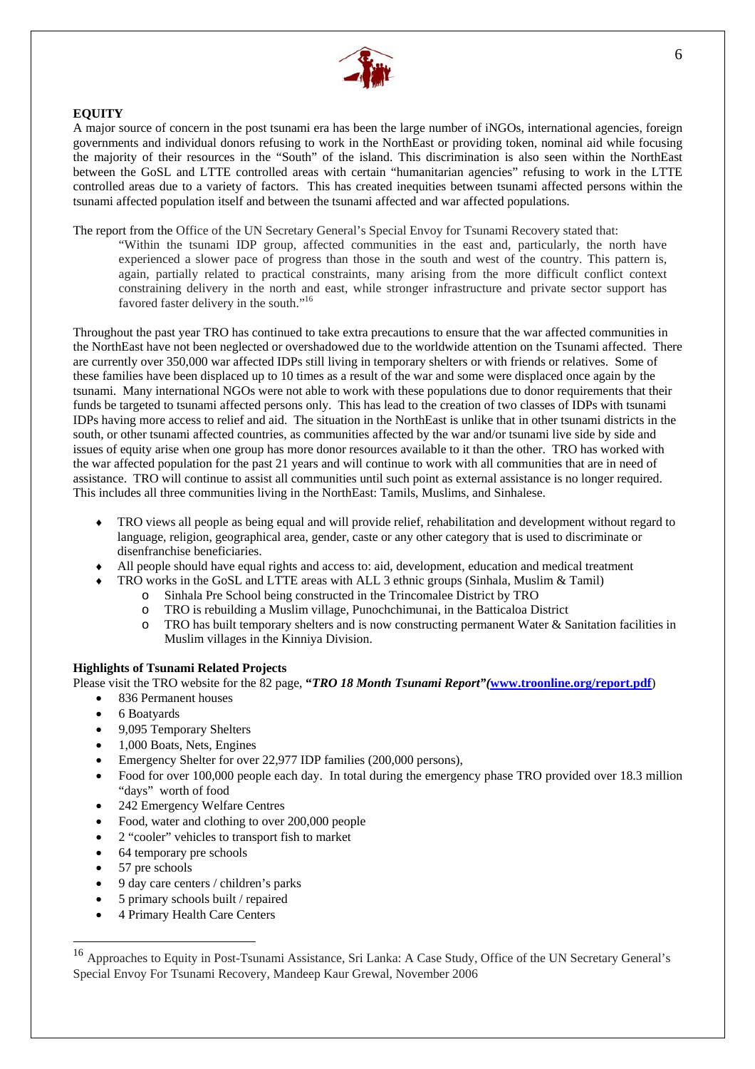## EQUITY

A major source of concern in the post tsunami era has been the large number of iNGOs, international agencies, foreign governments and individual donors refusing to work in the NorthEast or providing token, nominal aid while focusing the majority of their resources in the "South" of the island. This discrimination is also seen within the NorthEast between the GoSL and LTTE controlled areas with certain "humanitarian agencies" refusing to work in the LTTE controlled areas due to a variety of factors. This has created inequities between tsunami affected persons within the tsunami affected population itself and between the tsunami affected and war affected populations.

The report from the Office of the UN Secretary General's Special Envoy for Tsunami Recovery stated that:

> "Within the tsunami IDP group, affected communities in the east and, particularly, the north have experienced a slower pace of progress than those in the south and west of the country. This pattern is, again, partially related to practical constraints, many arising from the more difficult conflict context constraining delivery in the north and east, while stronger infrastructure and private sector support has favored faster delivery in the south."[16]

Throughout the past year TRO has continued to take extra precautions to ensure that the war affected communities in the NorthEast have not been neglected or overshadowed due to the worldwide attention on the Tsunami affected. There are currently over 350,000 war affected IDPs still living in temporary shelters or with friends or relatives. Some of these families have been displaced up to 10 times as a result of the war and some were displaced once again by the tsunami. Many international NGOs were not able to work with these populations due to donor requirements that their funds be targeted to tsunami affected persons only. This has lead to the creation of two classes of IDPs with tsunami IDPs having more access to relief and aid. The situation in the NorthEast is unlike that in other tsunami districts in the south, or other tsunami affected countries, as communities affected by the war and/or tsunami live side by side and issues of equity arise when one group has more donor resources available to it than the other. TRO has worked with the war affected population for the past 21 years and will continue to work with all communities that are in need of assistance. TRO will continue to assist all communities until such point as external assistance is no longer required. This includes all three communities living in the NorthEast: Tamils, Muslims, and Sinhalese.

- TRO views all people as being equal and will provide relief, rehabilitation and development without regard to language, religion, geographical area, gender, caste or any other category that is used to discriminate or disenfranchise beneficiaries.
- All people should have equal rights and access to: aid, development, education and medical treatment
- TRO works in the GoSL and LTTE areas with ALL 3 ethnic groups (Sinhala, Muslim & Tamil)
    - Sinhala Pre School being constructed in the Trincomalee District by TRO
    - TRO is rebuilding a Muslim village, Punochchimunai, in the Batticaloa District
    - TRO has built temporary shelters and is now constructing permanent Water & Sanitation facilities in Muslim villages in the Kinniya Division.

### Highlights of Tsunami Related Projects

Please visit the TRO website for the 82 page, ***"TRO 18 Month Tsunami Report"*(www.troonline.org/report.pdf)**

- 836 Permanent houses
- 6 Boatyards
- 9,095 Temporary Shelters
- 1,000 Boats, Nets, Engines
- Emergency Shelter for over 22,977 IDP families (200,000 persons),
- Food for over 100,000 people each day. In total during the emergency phase TRO provided over 18.3 million "days" worth of food
- 242 Emergency Welfare Centres
- Food, water and clothing to over 200,000 people
- 2 "cooler" vehicles to transport fish to market
- 64 temporary pre schools
- 57 pre schools
- 9 day care centers / children's parks
- 5 primary schools built / repaired
- 4 Primary Health Care Centers

---

[16] Approaches to Equity in Post-Tsunami Assistance, Sri Lanka: A Case Study, Office of the UN Secretary General's Special Envoy For Tsunami Recovery, Mandeep Kaur Grewal, November 2006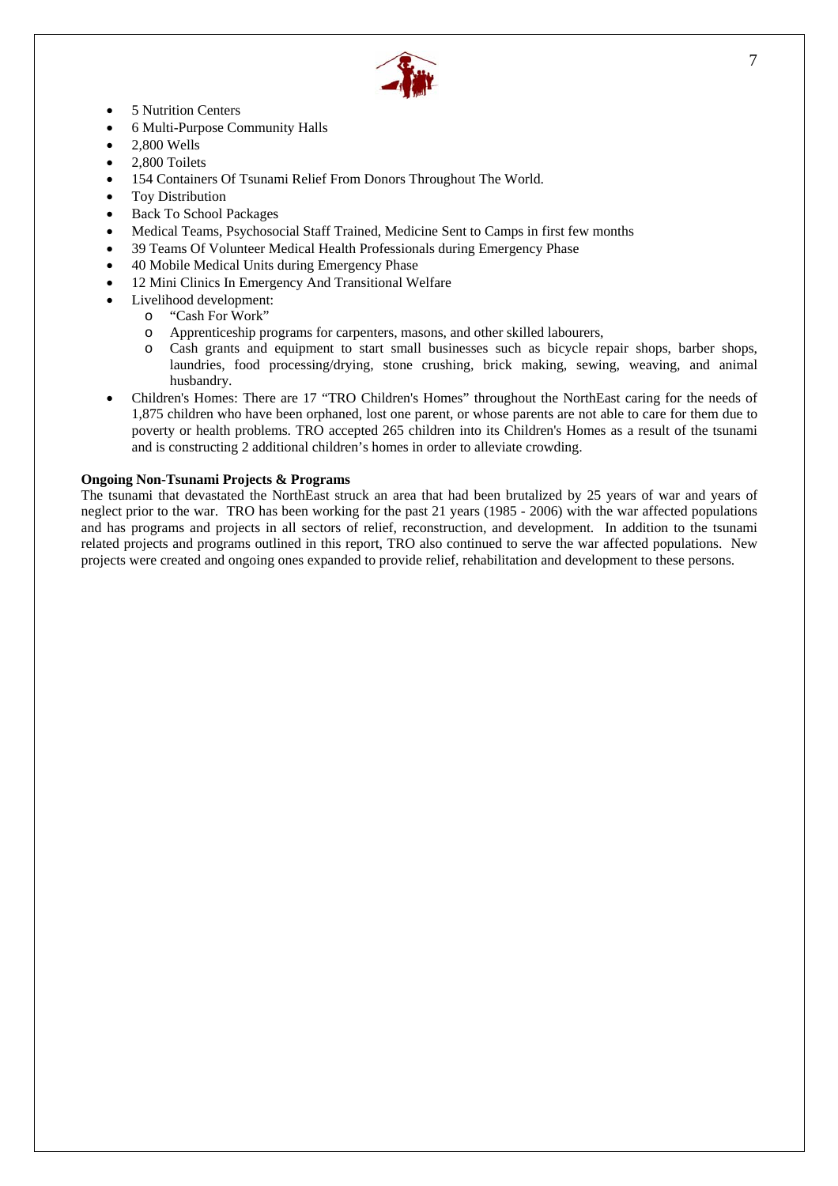- 5 Nutrition Centers
- 6 Multi-Purpose Community Halls
- 2,800 Wells
- 2,800 Toilets
- 154 Containers Of Tsunami Relief From Donors Throughout The World.
- Toy Distribution
- Back To School Packages
- Medical Teams, Psychosocial Staff Trained, Medicine Sent to Camps in first few months
- 39 Teams Of Volunteer Medical Health Professionals during Emergency Phase
- 40 Mobile Medical Units during Emergency Phase
- 12 Mini Clinics In Emergency And Transitional Welfare
- Livelihood development:
  - "Cash For Work"
  - Apprenticeship programs for carpenters, masons, and other skilled labourers,
  - Cash grants and equipment to start small businesses such as bicycle repair shops, barber shops, laundries, food processing/drying, stone crushing, brick making, sewing, weaving, and animal husbandry.
- Children's Homes: There are 17 "TRO Children's Homes" throughout the NorthEast caring for the needs of 1,875 children who have been orphaned, lost one parent, or whose parents are not able to care for them due to poverty or health problems. TRO accepted 265 children into its Children's Homes as a result of the tsunami and is constructing 2 additional children's homes in order to alleviate crowding.

**Ongoing Non-Tsunami Projects & Programs**

The tsunami that devastated the NorthEast struck an area that had been brutalized by 25 years of war and years of neglect prior to the war. TRO has been working for the past 21 years (1985 - 2006) with the war affected populations and has programs and projects in all sectors of relief, reconstruction, and development. In addition to the tsunami related projects and programs outlined in this report, TRO also continued to serve the war affected populations. New projects were created and ongoing ones expanded to provide relief, rehabilitation and development to these persons.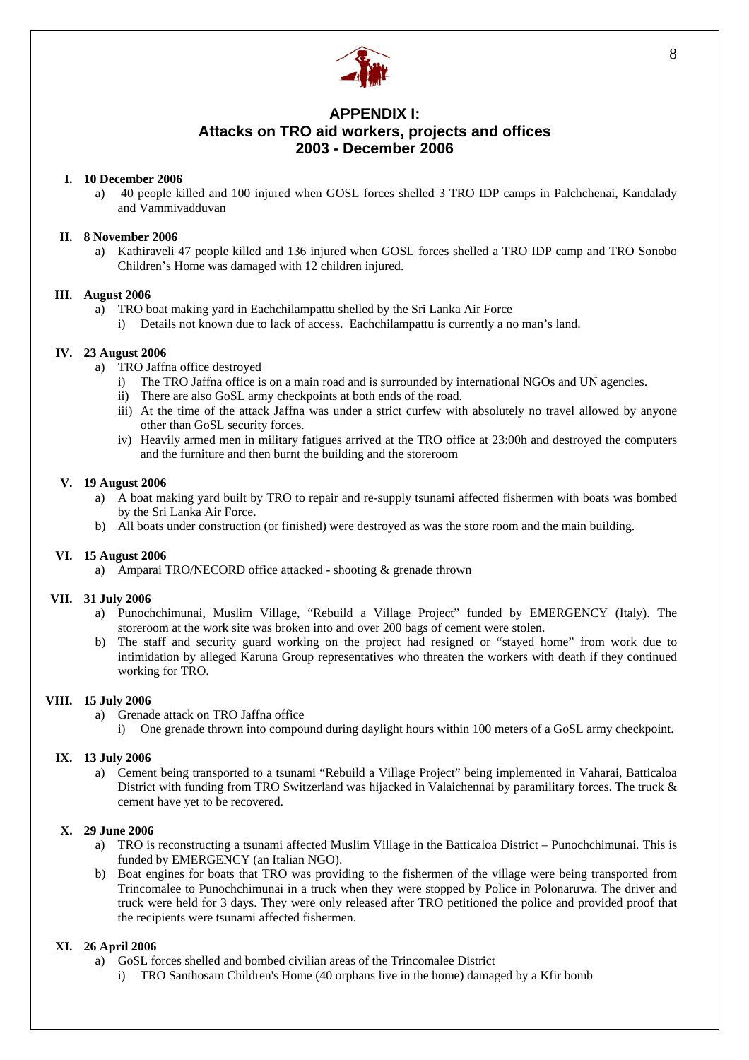# APPENDIX I:
# Attacks on TRO aid workers, projects and offices
# 2003 - December 2006

**I. 10 December 2006**

a) 40 people killed and 100 injured when GOSL forces shelled 3 TRO IDP camps in Palchchenai, Kandalady and Vammivadduvan

**II. 8 November 2006**

a) Kathiraveli 47 people killed and 136 injured when GOSL forces shelled a TRO IDP camp and TRO Sonobo Children's Home was damaged with 12 children injured.

**III. August 2006**

a) TRO boat making yard in Eachchilampattu shelled by the Sri Lanka Air Force
   i) Details not known due to lack of access. Eachchilampattu is currently a no man's land.

**IV. 23 August 2006**

a) TRO Jaffna office destroyed
   i) The TRO Jaffna office is on a main road and is surrounded by international NGOs and UN agencies.
   ii) There are also GoSL army checkpoints at both ends of the road.
   iii) At the time of the attack Jaffna was under a strict curfew with absolutely no travel allowed by anyone other than GoSL security forces.
   iv) Heavily armed men in military fatigues arrived at the TRO office at 23:00h and destroyed the computers and the furniture and then burnt the building and the storeroom

**V. 19 August 2006**

a) A boat making yard built by TRO to repair and re-supply tsunami affected fishermen with boats was bombed by the Sri Lanka Air Force.
b) All boats under construction (or finished) were destroyed as was the store room and the main building.

**VI. 15 August 2006**

a) Amparai TRO/NECORD office attacked - shooting & grenade thrown

**VII. 31 July 2006**

a) Punochchimunai, Muslim Village, "Rebuild a Village Project" funded by EMERGENCY (Italy). The storeroom at the work site was broken into and over 200 bags of cement were stolen.
b) The staff and security guard working on the project had resigned or "stayed home" from work due to intimidation by alleged Karuna Group representatives who threaten the workers with death if they continued working for TRO.

**VIII. 15 July 2006**

a) Grenade attack on TRO Jaffna office
   i) One grenade thrown into compound during daylight hours within 100 meters of a GoSL army checkpoint.

**IX. 13 July 2006**

a) Cement being transported to a tsunami "Rebuild a Village Project" being implemented in Vaharai, Batticaloa District with funding from TRO Switzerland was hijacked in Valaichennai by paramilitary forces. The truck & cement have yet to be recovered.

**X. 29 June 2006**

a) TRO is reconstructing a tsunami affected Muslim Village in the Batticaloa District – Punochchimunai. This is funded by EMERGENCY (an Italian NGO).
b) Boat engines for boats that TRO was providing to the fishermen of the village were being transported from Trincomalee to Punochchimunai in a truck when they were stopped by Police in Polonaruwa. The driver and truck were held for 3 days. They were only released after TRO petitioned the police and provided proof that the recipients were tsunami affected fishermen.

**XI. 26 April 2006**

a) GoSL forces shelled and bombed civilian areas of the Trincomalee District
   i) TRO Santhosam Children's Home (40 orphans live in the home) damaged by a Kfir bomb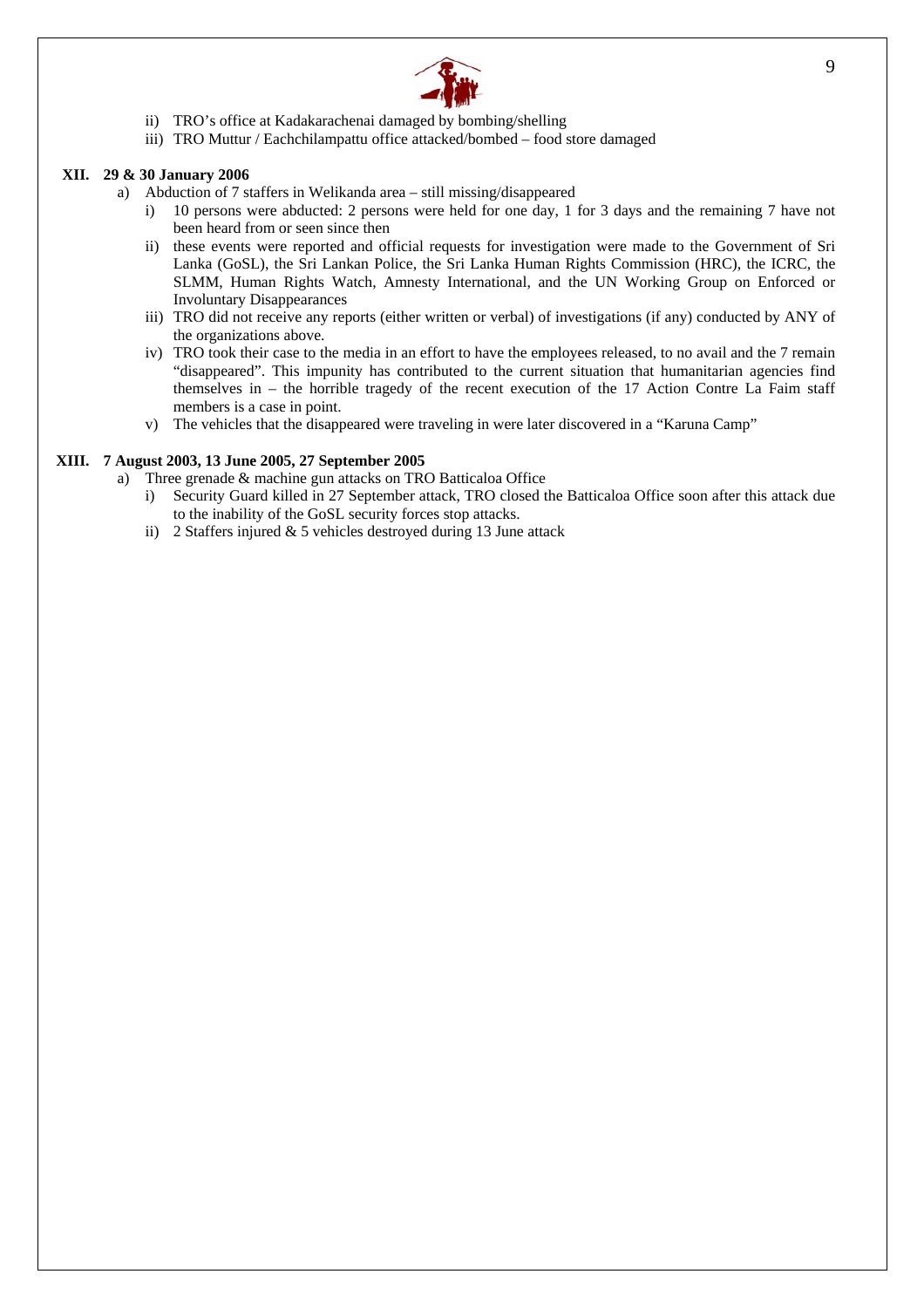ii) TRO's office at Kadakarachenai damaged by bombing/shelling
iii) TRO Muttur / Eachchilampattu office attacked/bombed – food store damaged

**XII. 29 & 30 January 2006**

a) Abduction of 7 staffers in Welikanda area – still missing/disappeared

i) 10 persons were abducted: 2 persons were held for one day, 1 for 3 days and the remaining 7 have not been heard from or seen since then

ii) these events were reported and official requests for investigation were made to the Government of Sri Lanka (GoSL), the Sri Lankan Police, the Sri Lanka Human Rights Commission (HRC), the ICRC, the SLMM, Human Rights Watch, Amnesty International, and the UN Working Group on Enforced or Involuntary Disappearances

iii) TRO did not receive any reports (either written or verbal) of investigations (if any) conducted by ANY of the organizations above.

iv) TRO took their case to the media in an effort to have the employees released, to no avail and the 7 remain "disappeared". This impunity has contributed to the current situation that humanitarian agencies find themselves in – the horrible tragedy of the recent execution of the 17 Action Contre La Faim staff members is a case in point.

v) The vehicles that the disappeared were traveling in were later discovered in a "Karuna Camp"

**XIII. 7 August 2003, 13 June 2005, 27 September 2005**

a) Three grenade & machine gun attacks on TRO Batticaloa Office

i) Security Guard killed in 27 September attack, TRO closed the Batticaloa Office soon after this attack due to the inability of the GoSL security forces stop attacks.

ii) 2 Staffers injured & 5 vehicles destroyed during 13 June attack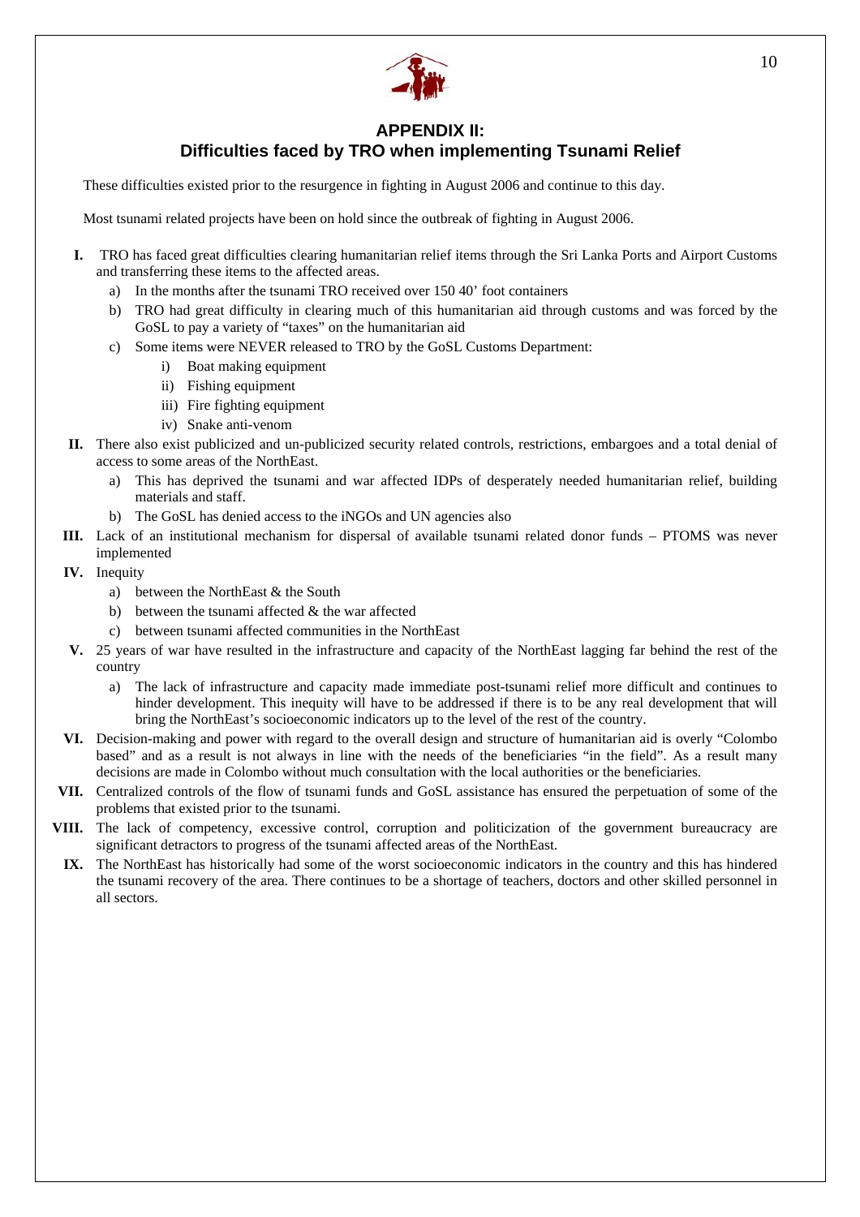## APPENDIX II:
## Difficulties faced by TRO when implementing Tsunami Relief

These difficulties existed prior to the resurgence in fighting in August 2006 and continue to this day.

Most tsunami related projects have been on hold since the outbreak of fighting in August 2006.

**I.** TRO has faced great difficulties clearing humanitarian relief items through the Sri Lanka Ports and Airport Customs and transferring these items to the affected areas.

a) In the months after the tsunami TRO received over 150 40' foot containers

b) TRO had great difficulty in clearing much of this humanitarian aid through customs and was forced by the GoSL to pay a variety of "taxes" on the humanitarian aid

c) Some items were NEVER released to TRO by the GoSL Customs Department:

i) Boat making equipment

ii) Fishing equipment

iii) Fire fighting equipment

iv) Snake anti-venom

**II.** There also exist publicized and un-publicized security related controls, restrictions, embargoes and a total denial of access to some areas of the NorthEast.

a) This has deprived the tsunami and war affected IDPs of desperately needed humanitarian relief, building materials and staff.

b) The GoSL has denied access to the iNGOs and UN agencies also

**III.** Lack of an institutional mechanism for dispersal of available tsunami related donor funds – PTOMS was never implemented

**IV.** Inequity

a) between the NorthEast & the South

b) between the tsunami affected & the war affected

c) between tsunami affected communities in the NorthEast

**V.** 25 years of war have resulted in the infrastructure and capacity of the NorthEast lagging far behind the rest of the country

a) The lack of infrastructure and capacity made immediate post-tsunami relief more difficult and continues to hinder development. This inequity will have to be addressed if there is to be any real development that will bring the NorthEast's socioeconomic indicators up to the level of the rest of the country.

**VI.** Decision-making and power with regard to the overall design and structure of humanitarian aid is overly "Colombo based" and as a result is not always in line with the needs of the beneficiaries "in the field". As a result many decisions are made in Colombo without much consultation with the local authorities or the beneficiaries.

**VII.** Centralized controls of the flow of tsunami funds and GoSL assistance has ensured the perpetuation of some of the problems that existed prior to the tsunami.

**VIII.** The lack of competency, excessive control, corruption and politicization of the government bureaucracy are significant detractors to progress of the tsunami affected areas of the NorthEast.

**IX.** The NorthEast has historically had some of the worst socioeconomic indicators in the country and this has hindered the tsunami recovery of the area. There continues to be a shortage of teachers, doctors and other skilled personnel in all sectors.